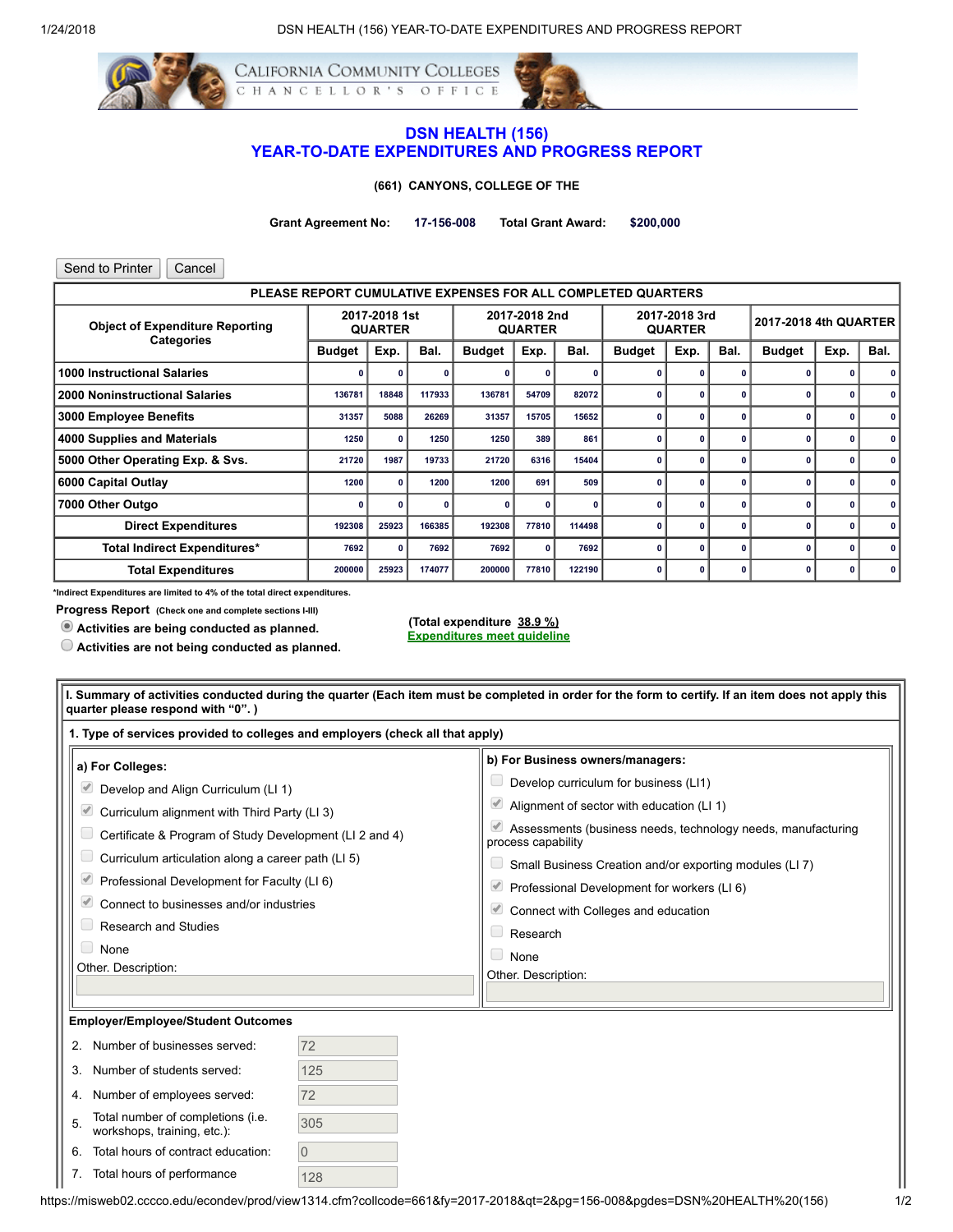# DSN HEALTH (156)
# YEAR-TO-DATE EXPENDITURES AND PROGRESS REPORT

**(661) CANYONS, COLLEGE OF THE**

**Grant Agreement No:** 17-156-008 **Total Grant Award:** $200,000

Send to Printer | Cancel

| PLEASE REPORT CUMULATIVE EXPENSES FOR ALL COMPLETED QUARTERS | | | | | | | | | | | | |
|---|---|---|---|---|---|---|---|---|---|---|---|---|
| Object of Expenditure Reporting Categories | 2017-2018 1st QUARTER | | | 2017-2018 2nd QUARTER | | | 2017-2018 3rd QUARTER | | | 2017-2018 4th QUARTER | | |
| | Budget | Exp. | Bal. | Budget | Exp. | Bal. | Budget | Exp. | Bal. | Budget | Exp. | Bal. |
| 1000 Instructional Salaries | 0 | 0 | 0 | 0 | 0 | 0 | 0 | 0 | 0 | 0 | 0 | 0 |
| 2000 Noninstructional Salaries | 136781 | 18848 | 117933 | 136781 | 54709 | 82072 | 0 | 0 | 0 | 0 | 0 | 0 |
| 3000 Employee Benefits | 31357 | 5088 | 26269 | 31357 | 15705 | 15652 | 0 | 0 | 0 | 0 | 0 | 0 |
| 4000 Supplies and Materials | 1250 | 0 | 1250 | 1250 | 389 | 861 | 0 | 0 | 0 | 0 | 0 | 0 |
| 5000 Other Operating Exp. & Svs. | 21720 | 1987 | 19733 | 21720 | 6316 | 15404 | 0 | 0 | 0 | 0 | 0 | 0 |
| 6000 Capital Outlay | 1200 | 0 | 1200 | 1200 | 691 | 509 | 0 | 0 | 0 | 0 | 0 | 0 |
| 7000 Other Outgo | 0 | 0 | 0 | 0 | 0 | 0 | 0 | 0 | 0 | 0 | 0 | 0 |
| Direct Expenditures | 192308 | 25923 | 166385 | 192308 | 77810 | 114498 | 0 | 0 | 0 | 0 | 0 | 0 |
| Total Indirect Expenditures* | 7692 | 0 | 7692 | 7692 | 0 | 7692 | 0 | 0 | 0 | 0 | 0 | 0 |
| Total Expenditures | 200000 | 25923 | 174077 | 200000 | 77810 | 122190 | 0 | 0 | 0 | 0 | 0 | 0 |

*Indirect Expenditures are limited to 4% of the total direct expenditures.

**Progress Report** (Check one and complete sections I-III)

- (●) **Activities are being conducted as planned.**
- ( ) **Activities are not being conducted as planned.**

(Total expenditure 38.9 %)
Expenditures meet guideline

**I. Summary of activities conducted during the quarter (Each item must be completed in order for the form to certify. If an item does not apply this quarter please respond with "0".)**

**1. Type of services provided to colleges and employers (check all that apply)**

**a) For Colleges:**

- [x] Develop and Align Curriculum (LI 1)
- [x] Curriculum alignment with Third Party (LI 3)
- [ ] Certificate & Program of Study Development (LI 2 and 4)
- [ ] Curriculum articulation along a career path (LI 5)
- [x] Professional Development for Faculty (LI 6)
- [x] Connect to businesses and/or industries
- [ ] Research and Studies
- [ ] None

Other. Description:

**b) For Business owners/managers:**

- [ ] Develop curriculum for business (LI1)
- [x] Alignment of sector with education (LI 1)
- [x] Assessments (business needs, technology needs, manufacturing process capability
- [ ] Small Business Creation and/or exporting modules (LI 7)
- [x] Professional Development for workers (LI 6)
- [x] Connect with Colleges and education
- [ ] Research
- [ ] None

Other. Description:

**Employer/Employee/Student Outcomes**

2. Number of businesses served: 72
3. Number of students served: 125
4. Number of employees served: 72
5. Total number of completions (i.e. workshops, training, etc.): 305
6. Total hours of contract education: 0
7. Total hours of performance: 128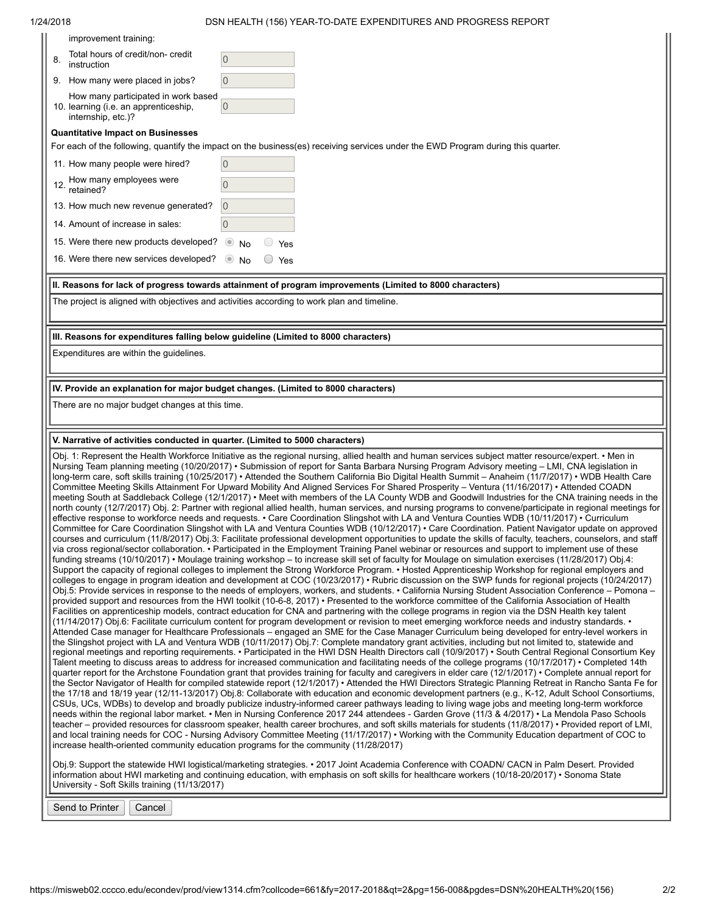improvement training:

| | | |
|---|---|---|
| 8. | Total hours of credit/non- credit instruction | 0 |
| 9. | How many were placed in jobs? | 0 |
| 10. | How many participated in work based learning (i.e. an apprenticeship, internship, etc.)? | 0 |

**Quantitative Impact on Businesses**

For each of the following, quantify the impact on the business(es) receiving services under the EWD Program during this quarter.

| | | |
|---|---|---|
| 11. | How many people were hired? | 0 |
| 12. | How many employees were retained? | 0 |
| 13. | How much new revenue generated? | 0 |
| 14. | Amount of increase in sales: | 0 |
| 15. | Were there new products developed? | (●) No ( ) Yes |
| 16. | Were there new services developed? | (●) No ( ) Yes |

**II. Reasons for lack of progress towards attainment of program improvements (Limited to 8000 characters)**

The project is aligned with objectives and activities according to work plan and timeline.

**III. Reasons for expenditures falling below guideline (Limited to 8000 characters)**

Expenditures are within the guidelines.

**IV. Provide an explanation for major budget changes. (Limited to 8000 characters)**

There are no major budget changes at this time.

**V. Narrative of activities conducted in quarter. (Limited to 5000 characters)**

Obj. 1: Represent the Health Workforce Initiative as the regional nursing, allied health and human services subject matter resource/expert. • Men in Nursing Team planning meeting (10/20/2017) • Submission of report for Santa Barbara Nursing Program Advisory meeting – LMI, CNA legislation in long-term care, soft skills training (10/25/2017) • Attended the Southern California Bio Digital Health Summit – Anaheim (11/7/2017) • WDB Health Care Committee Meeting Skills Attainment For Upward Mobility And Aligned Services For Shared Prosperity – Ventura (11/16/2017) • Attended COADN meeting South at Saddleback College (12/1/2017) • Meet with members of the LA County WDB and Goodwill Industries for the CNA training needs in the north county (12/7/2017) Obj. 2: Partner with regional allied health, human services, and nursing programs to convene/participate in regional meetings for effective response to workforce needs and requests. • Care Coordination Slingshot with LA and Ventura Counties WDB (10/11/2017) • Curriculum Committee for Care Coordination Slingshot with LA and Ventura Counties WDB (10/12/2017) • Care Coordination. Patient Navigator update on approved courses and curriculum (11/8/2017) Obj.3: Facilitate professional development opportunities to update the skills of faculty, teachers, counselors, and staff via cross regional/sector collaboration. • Participated in the Employment Training Panel webinar or resources and support to implement use of these funding streams (10/10/2017) • Moulage training workshop – to increase skill set of faculty for Moulage on simulation exercises (11/28/2017) Obj.4: Support the capacity of regional colleges to implement the Strong Workforce Program. • Hosted Apprenticeship Workshop for regional employers and colleges to engage in program ideation and development at COC (10/23/2017) • Rubric discussion on the SWP funds for regional projects (10/24/2017) Obj.5: Provide services in response to the needs of employers, workers, and students. • California Nursing Student Association Conference – Pomona – provided support and resources from the HWI toolkit (10-6-8, 2017) • Presented to the workforce committee of the California Association of Health Facilities on apprenticeship models, contract education for CNA and partnering with the college programs in region via the DSN Health key talent (11/14/2017) Obj.6: Facilitate curriculum content for program development or revision to meet emerging workforce needs and industry standards. • Attended Case manager for Healthcare Professionals – engaged an SME for the Case Manager Curriculum being developed for entry-level workers in the Slingshot project with LA and Ventura WDB (10/11/2017) Obj.7: Complete mandatory grant activities, including but not limited to, statewide and regional meetings and reporting requirements. • Participated in the HWI DSN Health Directors call (10/9/2017) • South Central Regional Consortium Key Talent meeting to discuss areas to address for increased communication and facilitating needs of the college programs (10/17/2017) • Completed 14th quarter report for the Archstone Foundation grant that provides training for faculty and caregivers in elder care (12/1/2017) • Complete annual report for the Sector Navigator of Health for compiled statewide report (12/1/2017) • Attended the HWI Directors Strategic Planning Retreat in Rancho Santa Fe for the 17/18 and 18/19 year (12/11-13/2017) Obj.8: Collaborate with education and economic development partners (e.g., K-12, Adult School Consortiums, CSUs, UCs, WDBs) to develop and broadly publicize industry-informed career pathways leading to living wage jobs and meeting long-term workforce needs within the regional labor market. • Men in Nursing Conference 2017 244 attendees - Garden Grove (11/3 & 4/2017) • La Mendola Paso Schools teacher – provided resources for classroom speaker, health career brochures, and soft skills materials for students (11/8/2017) • Provided report of LMI, and local training needs for COC - Nursing Advisory Committee Meeting (11/17/2017) • Working with the Community Education department of COC to increase health-oriented community education programs for the community (11/28/2017)

Obj.9: Support the statewide HWI logistical/marketing strategies. • 2017 Joint Academia Conference with COADN/ CACN in Palm Desert. Provided information about HWI marketing and continuing education, with emphasis on soft skills for healthcare workers (10/18-20/2017) • Sonoma State University - Soft Skills training (11/13/2017)

Send to Printer | Cancel